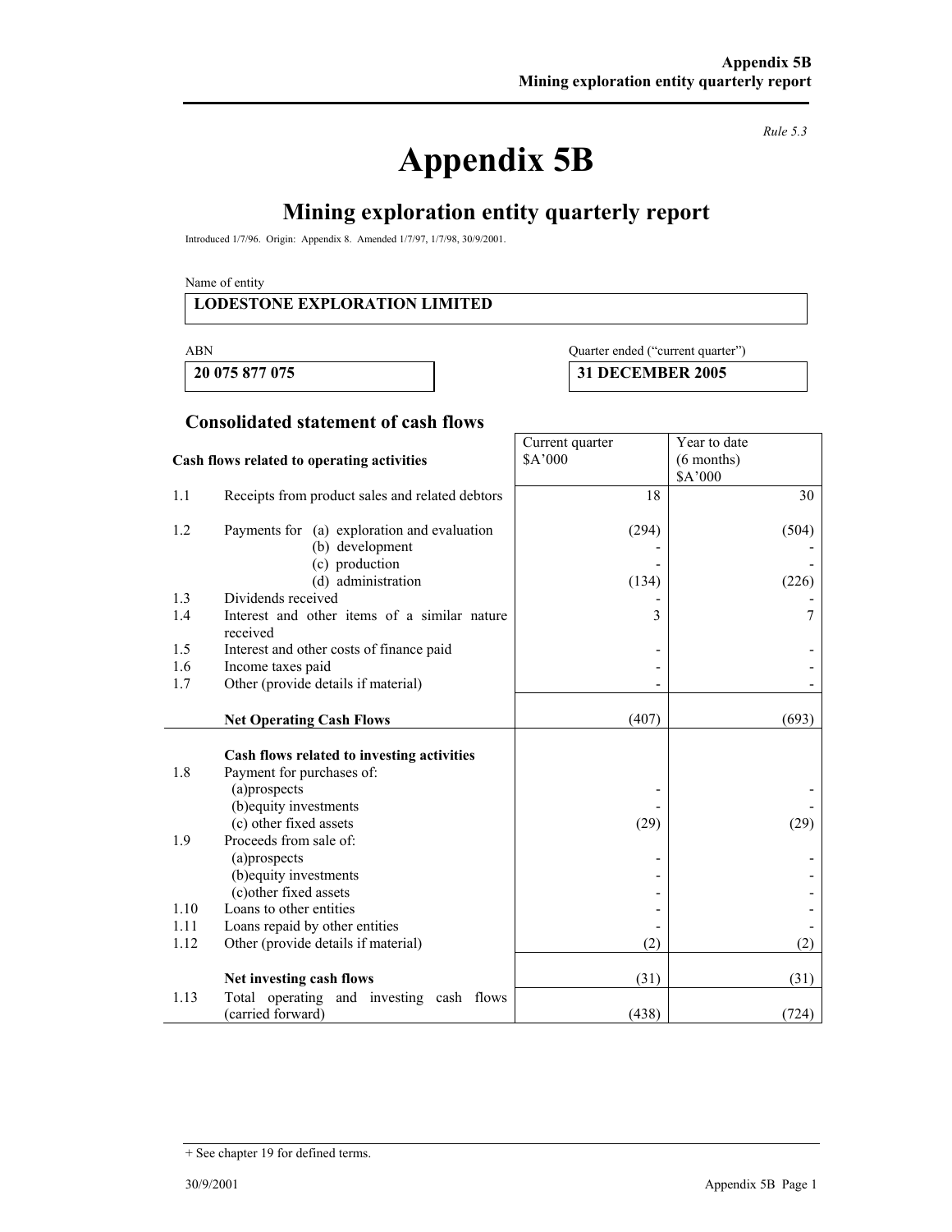*Rule 5.3*

# Appendix 5B

## Mining exploration entity quarterly report

Introduced 1/7/96. Origin: Appendix 8. Amended 1/7/97, 1/7/98, 30/9/2001.

Name of entity

**LODESTONE EXPLORATION LIMITED**

| ABN | Quarter ended ("current quarter") |
|---|---|
| **20 075 877 075** | **31 DECEMBER 2005** |

### Consolidated statement of cash flows

| | **Cash flows related to operating activities** | Current quarter $A'000 | Year to date (6 months) $A'000 |
|---|---|---|---|
| 1.1 | Receipts from product sales and related debtors | 18 | 30 |
| 1.2 | Payments for (a) exploration and evaluation | (294) | (504) |
| | (b) development | - | - |
| | (c) production | - | - |
| | (d) administration | (134) | (226) |
| 1.3 | Dividends received | - | - |
| 1.4 | Interest and other items of a similar nature received | 3 | 7 |
| 1.5 | Interest and other costs of finance paid | - | - |
| 1.6 | Income taxes paid | - | - |
| 1.7 | Other (provide details if material) | - | - |
| | **Net Operating Cash Flows** | (407) | (693) |
| | **Cash flows related to investing activities** | | |
| 1.8 | Payment for purchases of: | | |
| | (a)prospects | - | - |
| | (b)equity investments | - | - |
| | (c) other fixed assets | (29) | (29) |
| 1.9 | Proceeds from sale of: | | |
| | (a)prospects | - | - |
| | (b)equity investments | - | - |
| | (c)other fixed assets | - | - |
| 1.10 | Loans to other entities | - | - |
| 1.11 | Loans repaid by other entities | - | - |
| 1.12 | Other (provide details if material) | (2) | (2) |
| | **Net investing cash flows** | (31) | (31) |
| 1.13 | Total operating and investing cash flows (carried forward) | (438) | (724) |

+ See chapter 19 for defined terms.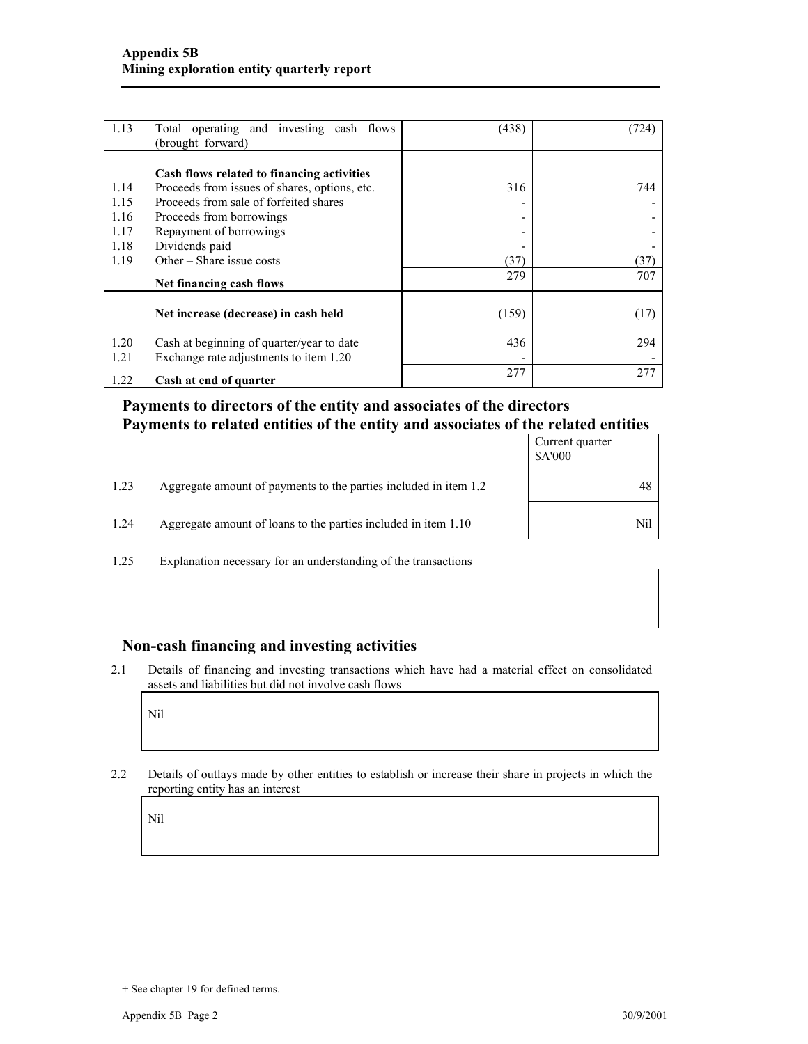| | | | |
|---|---|---|---|
| 1.13 | Total operating and investing cash flows (brought forward) | (438) | (724) |
| | **Cash flows related to financing activities** | | |
| 1.14 | Proceeds from issues of shares, options, etc. | 316 | 744 |
| 1.15 | Proceeds from sale of forfeited shares | - | - |
| 1.16 | Proceeds from borrowings | - | - |
| 1.17 | Repayment of borrowings | - | - |
| 1.18 | Dividends paid | - | - |
| 1.19 | Other – Share issue costs | (37) | (37) |
| | **Net financing cash flows** | 279 | 707 |
| | **Net increase (decrease) in cash held** | (159) | (17) |
| 1.20 | Cash at beginning of quarter/year to date | 436 | 294 |
| 1.21 | Exchange rate adjustments to item 1.20 | - | - |
| 1.22 | **Cash at end of quarter** | 277 | 277 |

## Payments to directors of the entity and associates of the directors
## Payments to related entities of the entity and associates of the related entities

| | | Current quarter $A'000 |
|---|---|---|
| 1.23 | Aggregate amount of payments to the parties included in item 1.2 | 48 |
| 1.24 | Aggregate amount of loans to the parties included in item 1.10 | Nil |

1.25 Explanation necessary for an understanding of the transactions

## Non-cash financing and investing activities

2.1 Details of financing and investing transactions which have had a material effect on consolidated assets and liabilities but did not involve cash flows

Nil

2.2 Details of outlays made by other entities to establish or increase their share in projects in which the reporting entity has an interest

Nil

+ See chapter 19 for defined terms.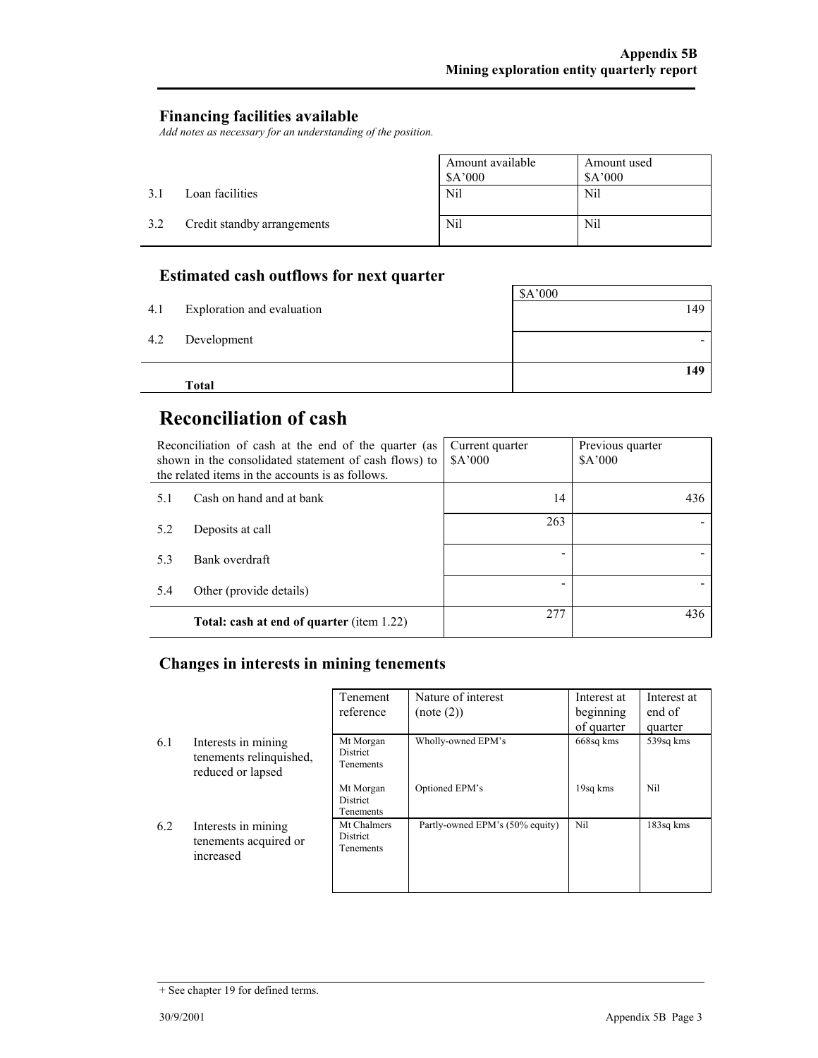## Financing facilities available

*Add notes as necessary for an understanding of the position.*

| | | Amount available $A'000 | Amount used $A'000 |
|---|---|---|---|
| 3.1 | Loan facilities | Nil | Nil |
| 3.2 | Credit standby arrangements | Nil | Nil |

## Estimated cash outflows for next quarter

| | | $A'000 |
|---|---|---|
| 4.1 | Exploration and evaluation | 149 |
| 4.2 | Development | - |
| | **Total** | **149** |

# Reconciliation of cash

| Reconciliation of cash at the end of the quarter (as shown in the consolidated statement of cash flows) to the related items in the accounts is as follows. | | Current quarter $A'000 | Previous quarter $A'000 |
|---|---|---|---|
| 5.1 | Cash on hand and at bank | 14 | 436 |
| 5.2 | Deposits at call | 263 | - |
| 5.3 | Bank overdraft | - | - |
| 5.4 | Other (provide details) | - | - |
| | **Total: cash at end of quarter** (item 1.22) | 277 | 436 |

## Changes in interests in mining tenements

| | | Tenement reference | Nature of interest (note (2)) | Interest at beginning of quarter | Interest at end of quarter |
|---|---|---|---|---|---|
| 6.1 | Interests in mining tenements relinquished, reduced or lapsed | Mt Morgan District Tenements | Wholly-owned EPM's | 668sq kms | 539sq kms |
| | | Mt Morgan District Tenements | Optioned EPM's | 19sq kms | Nil |
| 6.2 | Interests in mining tenements acquired or increased | Mt Chalmers District Tenements | Partly-owned EPM's (50% equity) | Nil | 183sq kms |

+ See chapter 19 for defined terms.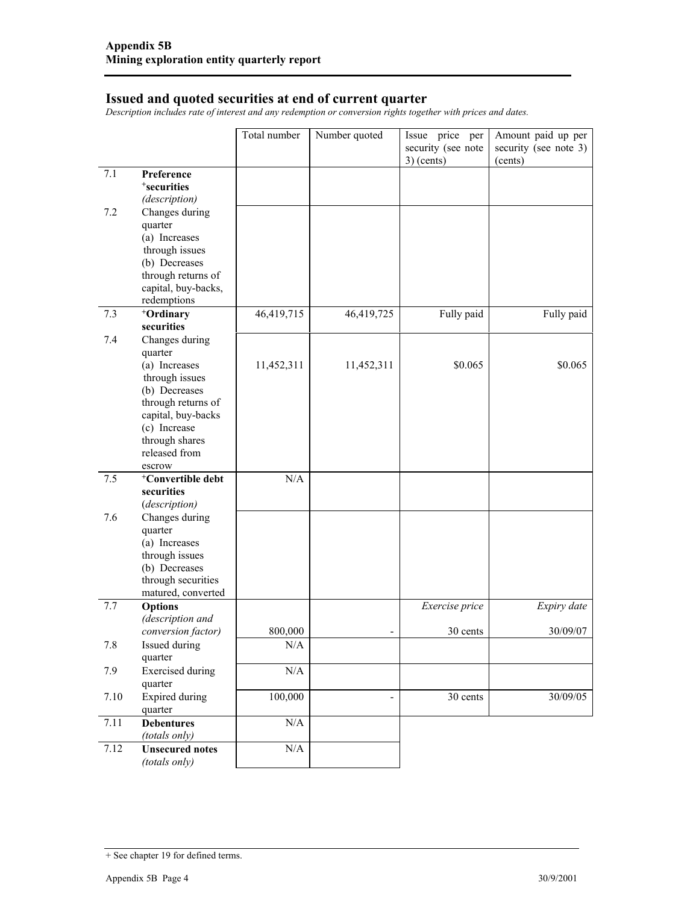## Issued and quoted securities at end of current quarter

*Description includes rate of interest and any redemption or conversion rights together with prices and dates.*

| | | Total number | Number quoted | Issue price per security (see note 3) (cents) | Amount paid up per security (see note 3) (cents) |
|---|---|---|---|---|---|
| 7.1 | **Preference +securities** *(description)* | | | | |
| 7.2 | Changes during quarter (a) Increases through issues (b) Decreases through returns of capital, buy-backs, redemptions | | | | |
| 7.3 | **+Ordinary securities** | 46,419,715 | 46,419,725 | Fully paid | Fully paid |
| 7.4 | Changes during quarter (a) Increases through issues (b) Decreases through returns of capital, buy-backs (c) Increase through shares released from escrow | 11,452,311 | 11,452,311 | \$0.065 | \$0.065 |
| 7.5 | **+Convertible debt securities** *(description)* | N/A | | | |
| 7.6 | Changes during quarter (a) Increases through issues (b) Decreases through securities matured, converted | | | | |
| 7.7 | **Options** *(description and conversion factor)* | 800,000 | - | *Exercise price* 30 cents | *Expiry date* 30/09/07 |
| 7.8 | Issued during quarter | N/A | | | |
| 7.9 | Exercised during quarter | N/A | | | |
| 7.10 | Expired during quarter | 100,000 | - | 30 cents | 30/09/05 |
| 7.11 | **Debentures** *(totals only)* | N/A | | | |
| 7.12 | **Unsecured notes** *(totals only)* | N/A | | | |

+ See chapter 19 for defined terms.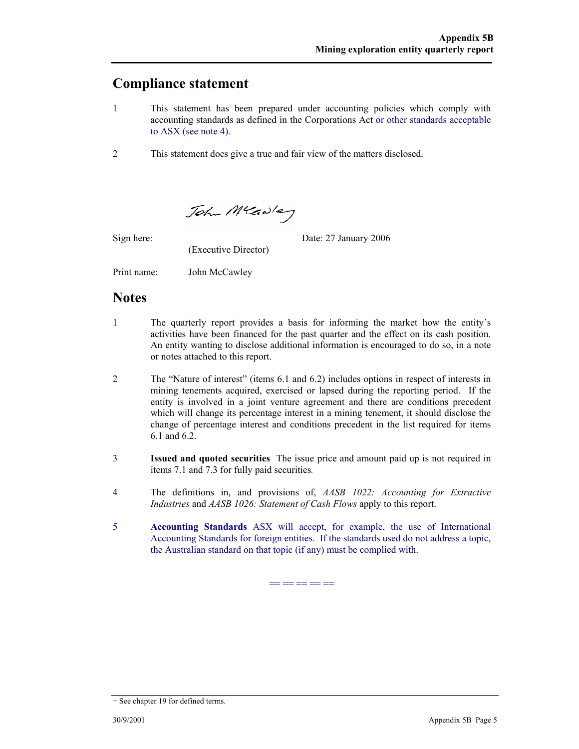## Compliance statement

1 This statement has been prepared under accounting policies which comply with accounting standards as defined in the Corporations Act or other standards acceptable to ASX (see note 4).

2 This statement does give a true and fair view of the matters disclosed.

Sign here: (Executive Director) Date: 27 January 2006

Print name: John McCawley

## Notes

1 The quarterly report provides a basis for informing the market how the entity's activities have been financed for the past quarter and the effect on its cash position. An entity wanting to disclose additional information is encouraged to do so, in a note or notes attached to this report.

2 The "Nature of interest" (items 6.1 and 6.2) includes options in respect of interests in mining tenements acquired, exercised or lapsed during the reporting period. If the entity is involved in a joint venture agreement and there are conditions precedent which will change its percentage interest in a mining tenement, it should disclose the change of percentage interest and conditions precedent in the list required for items 6.1 and 6.2.

3 **Issued and quoted securities** The issue price and amount paid up is not required in items 7.1 and 7.3 for fully paid securities.

4 The definitions in, and provisions of, *AASB 1022: Accounting for Extractive Industries* and *AASB 1026: Statement of Cash Flows* apply to this report.

5 **Accounting Standards** ASX will accept, for example, the use of International Accounting Standards for foreign entities. If the standards used do not address a topic, the Australian standard on that topic (if any) must be complied with.

== == == == ==

+ See chapter 19 for defined terms.